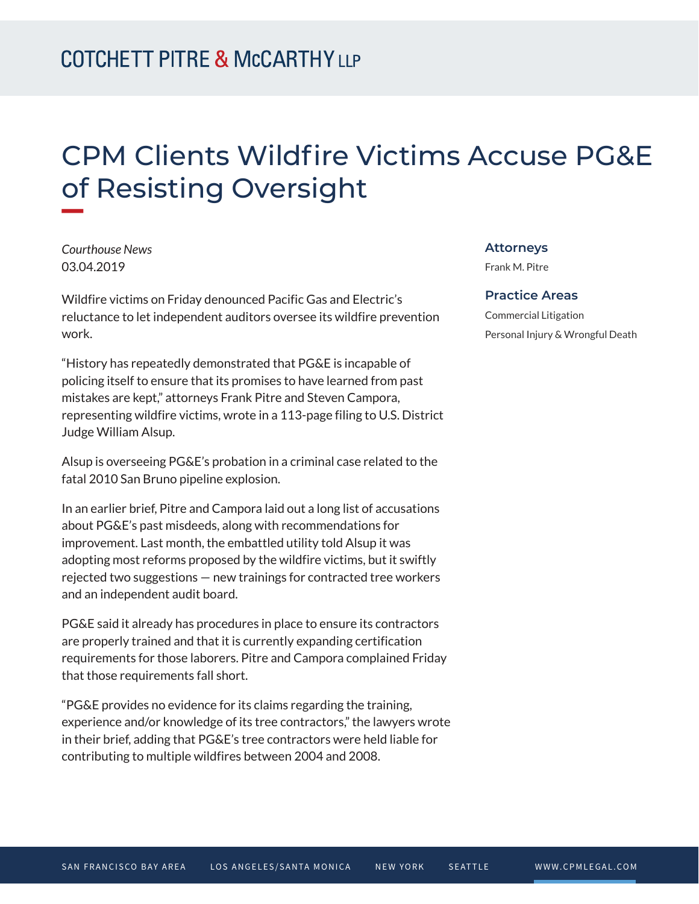# CPM Clients Wildfire Victims Accuse PG&E of Resisting Oversight

*Courthouse News*
03.04.2019

Wildfire victims on Friday denounced Pacific Gas and Electric's reluctance to let independent auditors oversee its wildfire prevention work.

"History has repeatedly demonstrated that PG&E is incapable of policing itself to ensure that its promises to have learned from past mistakes are kept," attorneys Frank Pitre and Steven Campora, representing wildfire victims, wrote in a 113-page filing to U.S. District Judge William Alsup.

Alsup is overseeing PG&E's probation in a criminal case related to the fatal 2010 San Bruno pipeline explosion.

In an earlier brief, Pitre and Campora laid out a long list of accusations about PG&E's past misdeeds, along with recommendations for improvement. Last month, the embattled utility told Alsup it was adopting most reforms proposed by the wildfire victims, but it swiftly rejected two suggestions — new trainings for contracted tree workers and an independent audit board.

PG&E said it already has procedures in place to ensure its contractors are properly trained and that it is currently expanding certification requirements for those laborers. Pitre and Campora complained Friday that those requirements fall short.

"PG&E provides no evidence for its claims regarding the training, experience and/or knowledge of its tree contractors," the lawyers wrote in their brief, adding that PG&E's tree contractors were held liable for contributing to multiple wildfires between 2004 and 2008.

### Attorneys

Frank M. Pitre

### Practice Areas

Commercial Litigation

Personal Injury & Wrongful Death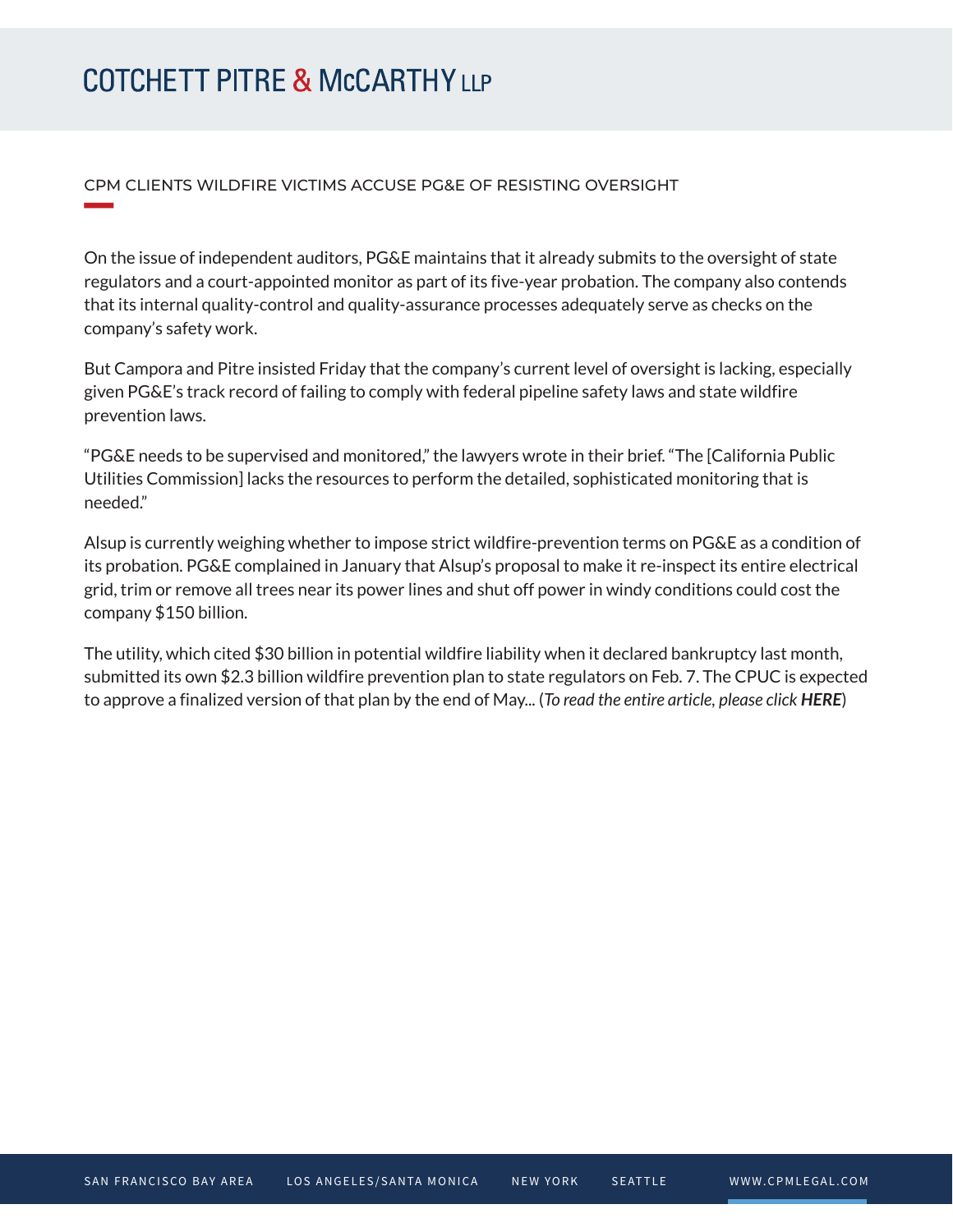CPM CLIENTS WILDFIRE VICTIMS ACCUSE PG&E OF RESISTING OVERSIGHT

On the issue of independent auditors, PG&E maintains that it already submits to the oversight of state regulators and a court-appointed monitor as part of its five-year probation. The company also contends that its internal quality-control and quality-assurance processes adequately serve as checks on the company's safety work.

But Campora and Pitre insisted Friday that the company's current level of oversight is lacking, especially given PG&E's track record of failing to comply with federal pipeline safety laws and state wildfire prevention laws.

"PG&E needs to be supervised and monitored," the lawyers wrote in their brief. "The [California Public Utilities Commission] lacks the resources to perform the detailed, sophisticated monitoring that is needed."

Alsup is currently weighing whether to impose strict wildfire-prevention terms on PG&E as a condition of its probation. PG&E complained in January that Alsup's proposal to make it re-inspect its entire electrical grid, trim or remove all trees near its power lines and shut off power in windy conditions could cost the company $150 billion.

The utility, which cited $30 billion in potential wildfire liability when it declared bankruptcy last month, submitted its own $2.3 billion wildfire prevention plan to state regulators on Feb. 7. The CPUC is expected to approve a finalized version of that plan by the end of May... (*To read the entire article, please click **HERE***)